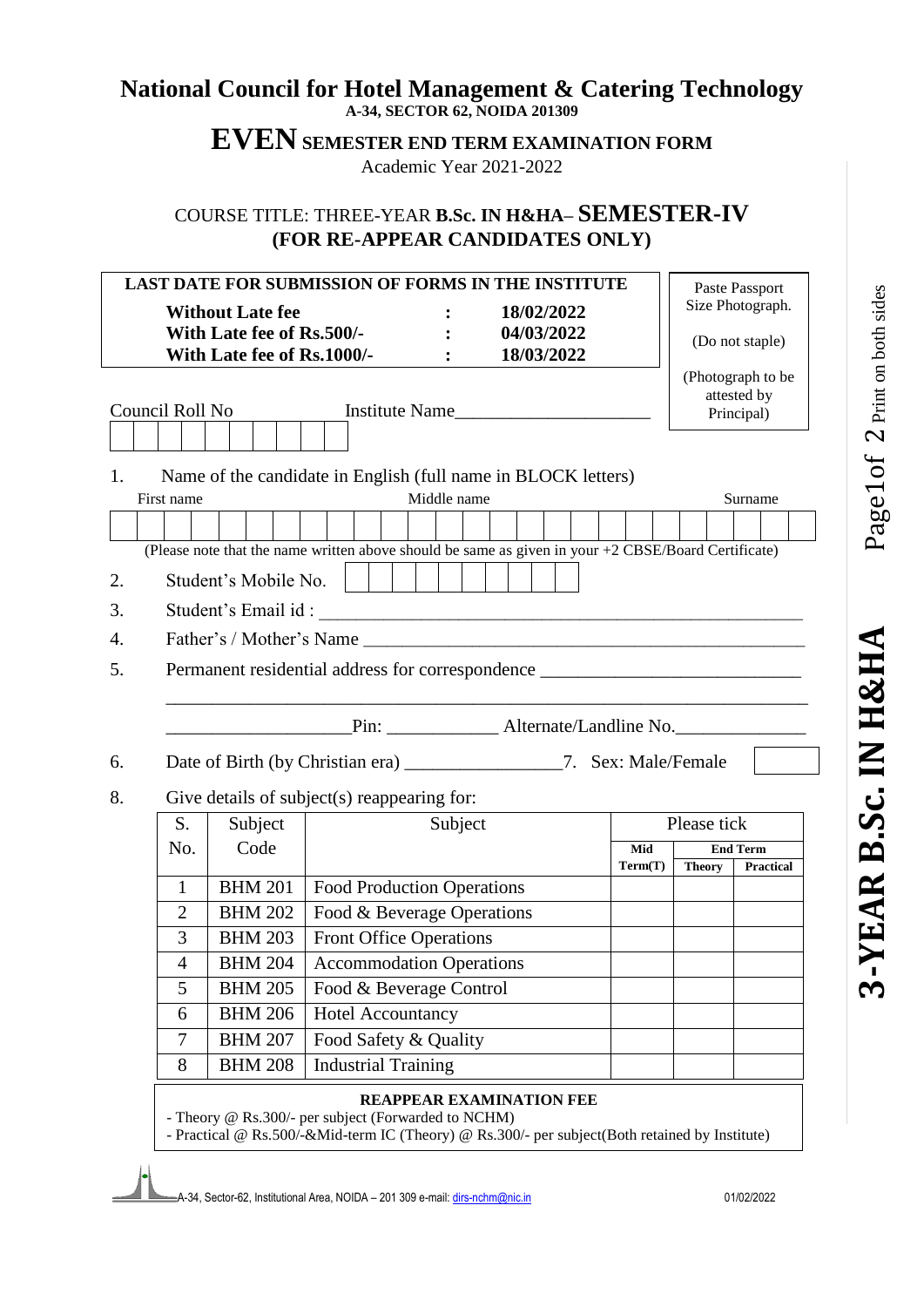# National Council for Hotel Management & Catering Technology

**A-34, SECTOR 62, NOIDA 201309**

## EVEN SEMESTER END TERM EXAMINATION FORM

Academic Year 2021-2022

### COURSE TITLE: THREE-YEAR B.Sc. IN H&HA– SEMESTER-IV (FOR RE-APPEAR CANDIDATES ONLY)

| LAST DATE FOR SUBMISSION OF FORMS IN THE INSTITUTE | | |
|---|---|---|
| **Without Late fee** | **:** | **18/02/2022** |
| **With Late fee of Rs.500/-** | **:** | **04/03/2022** |
| **With Late fee of Rs.1000/-** | **:** | **18/03/2022** |

Paste Passport Size Photograph.

(Do not staple)

(Photograph to be attested by Principal)

Council Roll No | | | | | | | | | | Institute Name_____________________

1. Name of the candidate in English (full name in BLOCK letters)

First name | Middle name | Surname

(Please note that the name written above should be same as given in your +2 CBSE/Board Certificate)

2. Student's Mobile No. | | | | | | | | | | |
3. Student's Email id : ______________________________________________
4. Father's / Mother's Name ______________________________________________
5. Permanent residential address for correspondence ___________________________

   ______________________________________________________________

   ___________________Pin: ___________ Alternate/Landline No.______________

6. Date of Birth (by Christian era) ________________ 7. Sex: Male/Female [ ]

8. Give details of subject(s) reappearing for:

| S. No. | Subject Code | Subject | Please tick | | |
|---|---|---|---|---|---|
| | | | **Mid Term(T)** | **End Term** | |
| | | | | **Theory** | **Practical** |
| 1 | BHM 201 | Food Production Operations | | | |
| 2 | BHM 202 | Food & Beverage Operations | | | |
| 3 | BHM 203 | Front Office Operations | | | |
| 4 | BHM 204 | Accommodation Operations | | | |
| 5 | BHM 205 | Food & Beverage Control | | | |
| 6 | BHM 206 | Hotel Accountancy | | | |
| 7 | BHM 207 | Food Safety & Quality | | | |
| 8 | BHM 208 | Industrial Training | | | |

**REAPPEAR EXAMINATION FEE**

- Theory @ Rs.300/- per subject (Forwarded to NCHM)
- Practical @ Rs.500/-&Mid-term IC (Theory) @ Rs.300/- per subject(Both retained by Institute)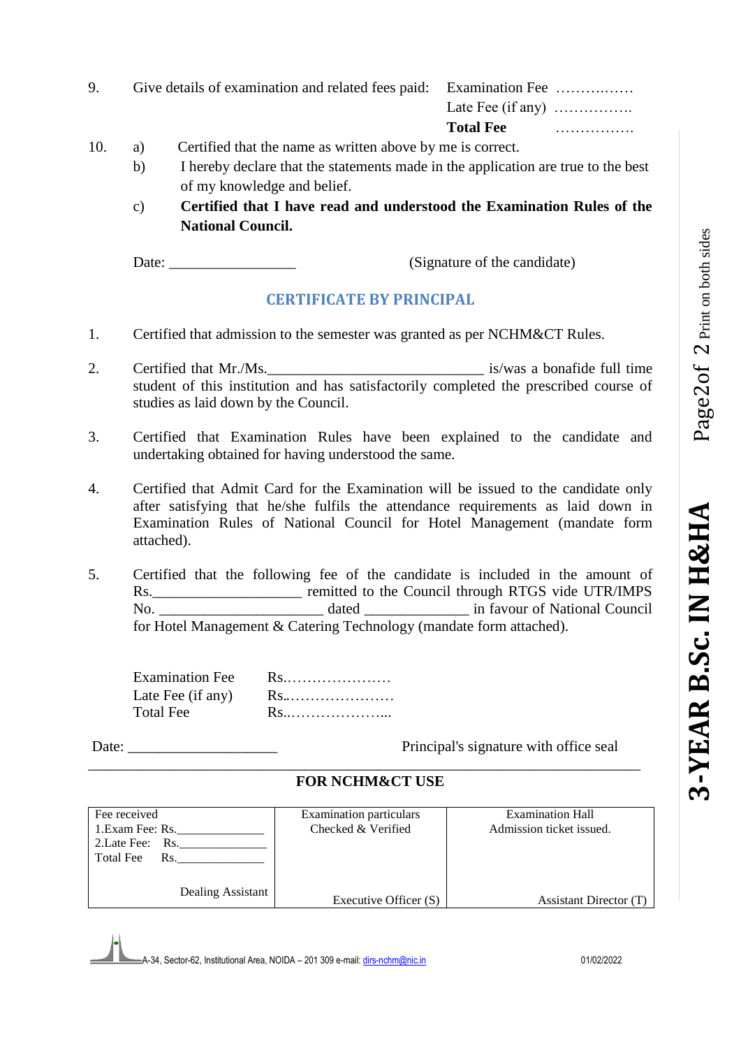9. Give details of examination and related fees paid: Examination Fee …………….
   Late Fee (if any) …………….
   **Total Fee** …………….

10. a) Certified that the name as written above by me is correct.

    b) I hereby declare that the statements made in the application are true to the best of my knowledge and belief.

    c) **Certified that I have read and understood the Examination Rules of the National Council.**

Date: _________________ (Signature of the candidate)

## CERTIFICATE BY PRINCIPAL

1. Certified that admission to the semester was granted as per NCHM&CT Rules.

2. Certified that Mr./Ms.______________________________ is/was a bonafide full time student of this institution and has satisfactorily completed the prescribed course of studies as laid down by the Council.

3. Certified that Examination Rules have been explained to the candidate and undertaking obtained for having understood the same.

4. Certified that Admit Card for the Examination will be issued to the candidate only after satisfying that he/she fulfils the attendance requirements as laid down in Examination Rules of National Council for Hotel Management (mandate form attached).

5. Certified that the following fee of the candidate is included in the amount of Rs.____________________ remitted to the Council through RTGS vide UTR/IMPS No. ______________________ dated ______________ in favour of National Council for Hotel Management & Catering Technology (mandate form attached).

Examination Fee Rs.…………………
Late Fee (if any) Rs..…………………
Total Fee Rs..………………...

Date: ____________________ Principal's signature with office seal

### FOR NCHM&CT USE

| | | |
|---|---|---|
| Fee received<br>1.Exam Fee: Rs._____________<br>2.Late Fee: Rs._____________<br>Total Fee Rs._____________<br><br>Dealing Assistant | Examination particulars Checked & Verified<br><br><br><br>Executive Officer (S) | Examination Hall Admission ticket issued.<br><br><br><br>Assistant Director (T) |

A-34, Sector-62, Institutional Area, NOIDA – 201 309 e-mail: dirs-nchm@nic.in 01/02/2022